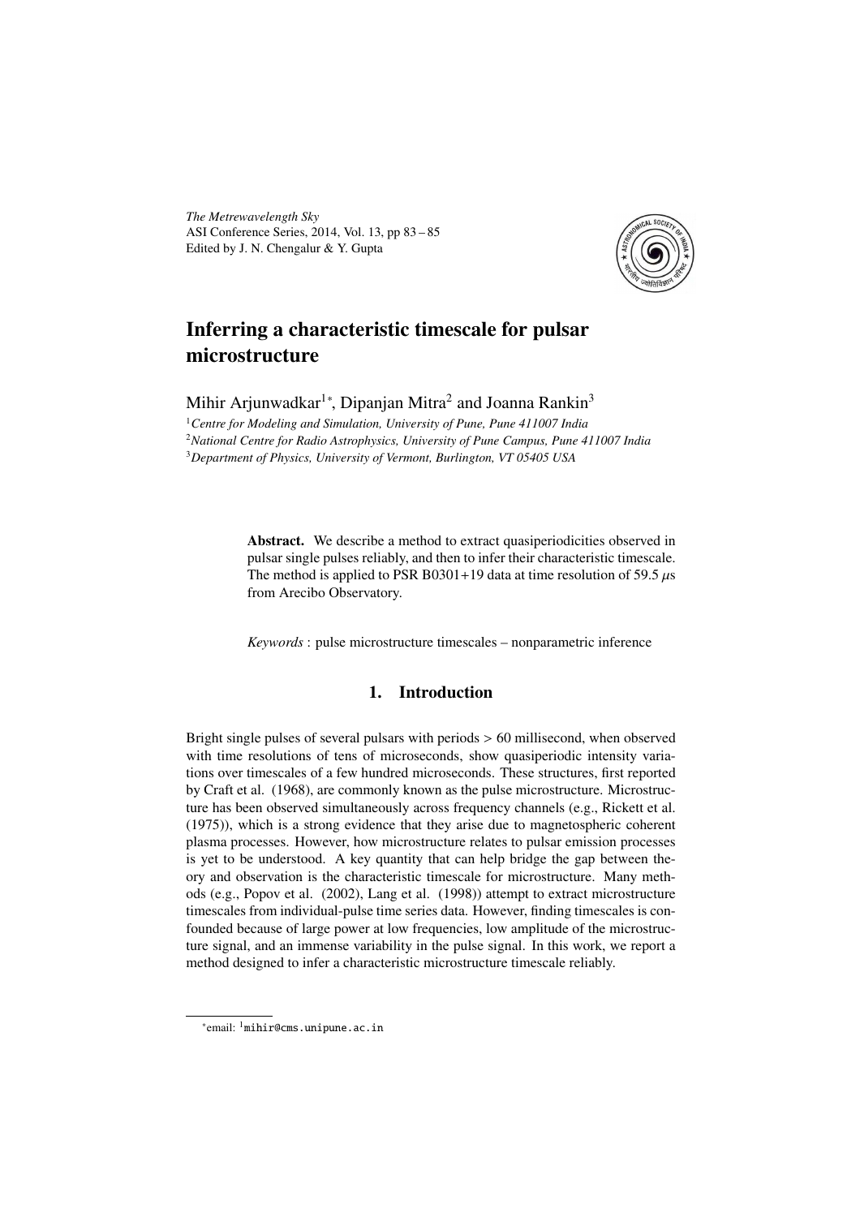# Inferring a characteristic timescale for pulsar microstructure

Mihir Arjunwadkar[1*], Dipanjan Mitra[2] and Joanna Rankin[3]

[1] *Centre for Modeling and Simulation, University of Pune, Pune 411007 India*
[2] *National Centre for Radio Astrophysics, University of Pune Campus, Pune 411007 India*
[3] *Department of Physics, University of Vermont, Burlington, VT 05405 USA*

**Abstract.** We describe a method to extract quasiperiodicities observed in pulsar single pulses reliably, and then to infer their characteristic timescale. The method is applied to PSR B0301+19 data at time resolution of 59.5 $\mu$s from Arecibo Observatory.

*Keywords* : pulse microstructure timescales – nonparametric inference

## 1. Introduction

Bright single pulses of several pulsars with periods > 60 millisecond, when observed with time resolutions of tens of microseconds, show quasiperiodic intensity variations over timescales of a few hundred microseconds. These structures, first reported by Craft et al. (1968), are commonly known as the pulse microstructure. Microstructure has been observed simultaneously across frequency channels (e.g., Rickett et al. (1975)), which is a strong evidence that they arise due to magnetospheric coherent plasma processes. However, how microstructure relates to pulsar emission processes is yet to be understood. A key quantity that can help bridge the gap between theory and observation is the characteristic timescale for microstructure. Many methods (e.g., Popov et al. (2002), Lang et al. (1998)) attempt to extract microstructure timescales from individual-pulse time series data. However, finding timescales is confounded because of large power at low frequencies, low amplitude of the microstructure signal, and an immense variability in the pulse signal. In this work, we report a method designed to infer a characteristic microstructure timescale reliably.

*email: [1]mihir@cms.unipune.ac.in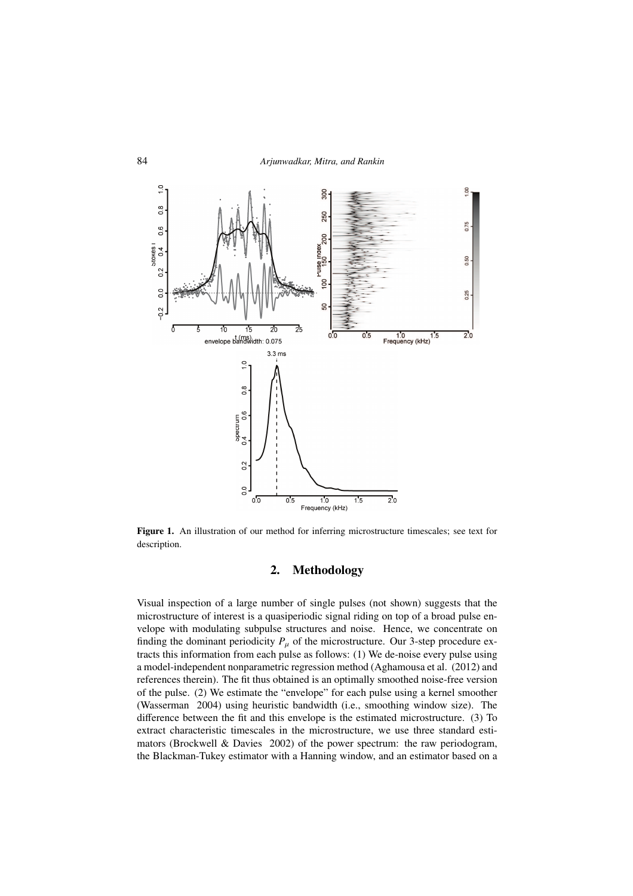**Figure 1.** An illustration of our method for inferring microstructure timescales; see text for description.

## 2. Methodology

Visual inspection of a large number of single pulses (not shown) suggests that the microstructure of interest is a quasiperiodic signal riding on top of a broad pulse envelope with modulating subpulse structures and noise. Hence, we concentrate on finding the dominant periodicity $P_\mu$ of the microstructure. Our 3-step procedure extracts this information from each pulse as follows: (1) We de-noise every pulse using a model-independent nonparametric regression method (Aghamousa et al. (2012) and references therein). The fit thus obtained is an optimally smoothed noise-free version of the pulse. (2) We estimate the "envelope" for each pulse using a kernel smoother (Wasserman 2004) using heuristic bandwidth (i.e., smoothing window size). The difference between the fit and this envelope is the estimated microstructure. (3) To extract characteristic timescales in the microstructure, we use three standard estimators (Brockwell & Davies 2002) of the power spectrum: the raw periodogram, the Blackman-Tukey estimator with a Hanning window, and an estimator based on a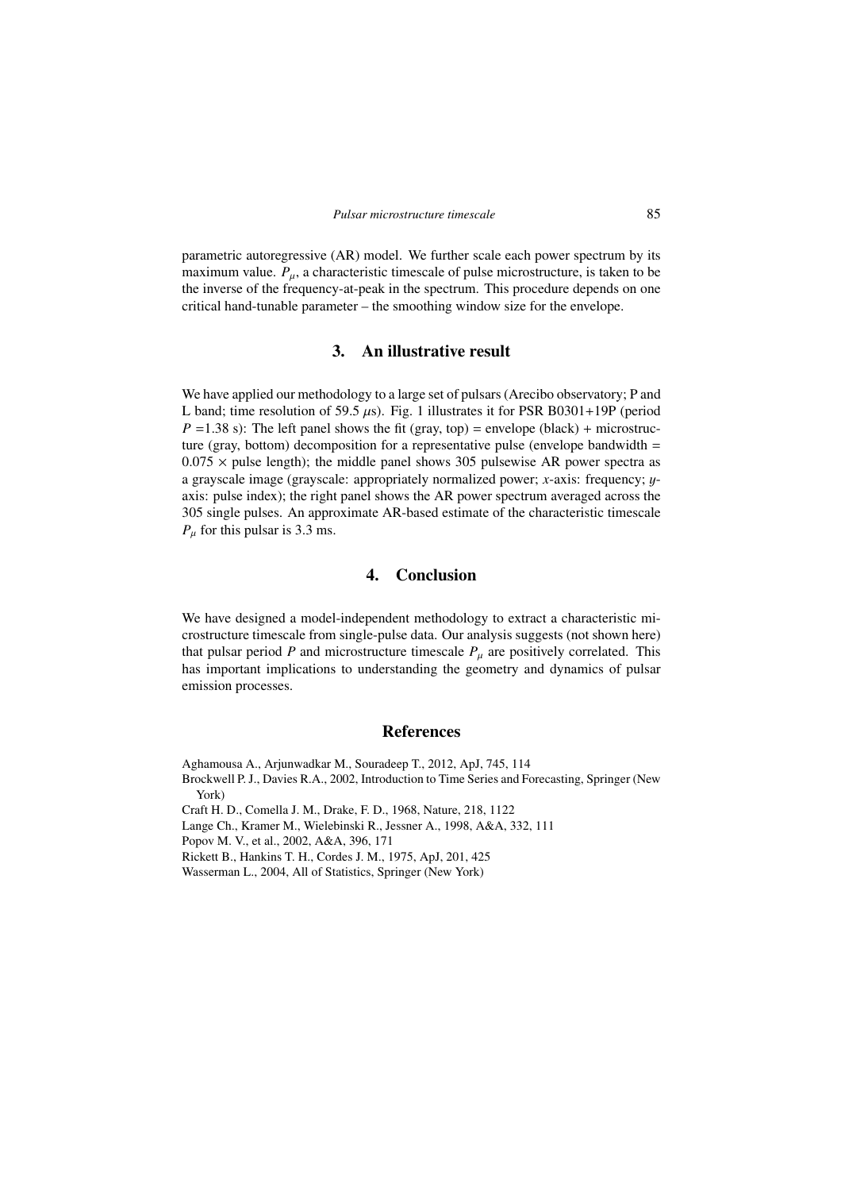parametric autoregressive (AR) model. We further scale each power spectrum by its maximum value. $P_\mu$, a characteristic timescale of pulse microstructure, is taken to be the inverse of the frequency-at-peak in the spectrum. This procedure depends on one critical hand-tunable parameter – the smoothing window size for the envelope.

## 3. An illustrative result

We have applied our methodology to a large set of pulsars (Arecibo observatory; P and L band; time resolution of 59.5 $\mu$s). Fig. 1 illustrates it for PSR B0301+19P (period $P$ =1.38 s): The left panel shows the fit (gray, top) = envelope (black) + microstructure (gray, bottom) decomposition for a representative pulse (envelope bandwidth = $0.075 \times$ pulse length); the middle panel shows 305 pulsewise AR power spectra as a grayscale image (grayscale: appropriately normalized power; *x*-axis: frequency; *y*-axis: pulse index); the right panel shows the AR power spectrum averaged across the 305 single pulses. An approximate AR-based estimate of the characteristic timescale $P_\mu$ for this pulsar is 3.3 ms.

## 4. Conclusion

We have designed a model-independent methodology to extract a characteristic microstructure timescale from single-pulse data. Our analysis suggests (not shown here) that pulsar period $P$ and microstructure timescale $P_\mu$ are positively correlated. This has important implications to understanding the geometry and dynamics of pulsar emission processes.

## References

Aghamousa A., Arjunwadkar M., Souradeep T., 2012, ApJ, 745, 114

Brockwell P. J., Davies R.A., 2002, Introduction to Time Series and Forecasting, Springer (New York)

Craft H. D., Comella J. M., Drake, F. D., 1968, Nature, 218, 1122

Lange Ch., Kramer M., Wielebinski R., Jessner A., 1998, A&A, 332, 111

Popov M. V., et al., 2002, A&A, 396, 171

Rickett B., Hankins T. H., Cordes J. M., 1975, ApJ, 201, 425

Wasserman L., 2004, All of Statistics, Springer (New York)